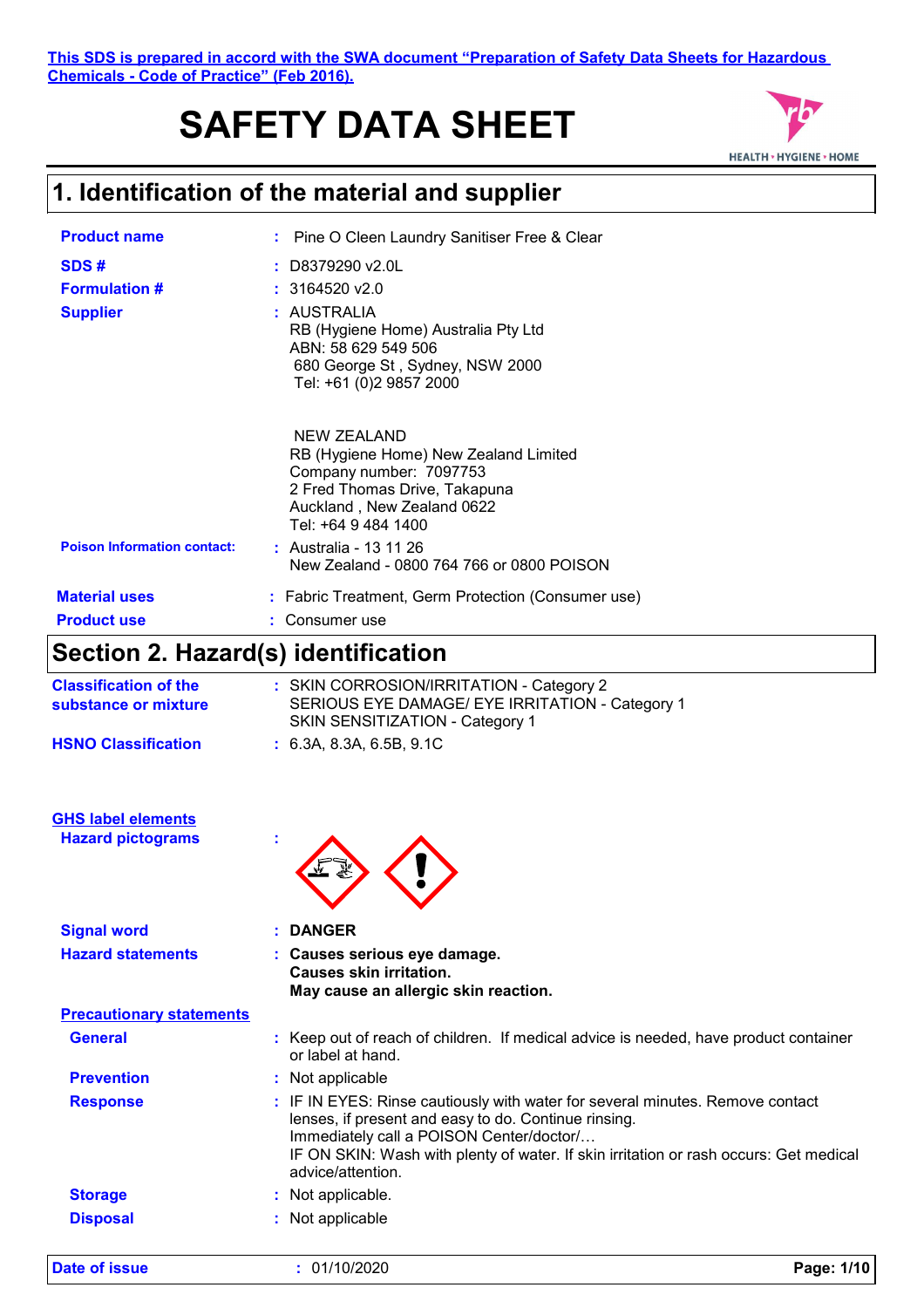This SDS is prepared in accord with the SWA document "Preparation of Safety Data Sheets for Hazardous Chemicals - Code of Practice" (Feb 2016).

# SAFETY DATA SHEET

## 1. Identification of the material and supplier

**Product name** : Pine O Cleen Laundry Sanitiser Free & Clear

**SDS #** : D8379290 v2.0L

**Formulation #** : 3164520 v2.0

**Supplier** : AUSTRALIA
RB (Hygiene Home) Australia Pty Ltd
ABN: 58 629 549 506
680 George St , Sydney, NSW 2000
Tel: +61 (0)2 9857 2000

NEW ZEALAND
RB (Hygiene Home) New Zealand Limited
Company number: 7097753
2 Fred Thomas Drive, Takapuna
Auckland , New Zealand 0622
Tel: +64 9 484 1400

**Poison Information contact:** : Australia - 13 11 26
New Zealand - 0800 764 766 or 0800 POISON

**Material uses** : Fabric Treatment, Germ Protection (Consumer use)

**Product use** : Consumer use

## Section 2. Hazard(s) identification

**Classification of the substance or mixture** : SKIN CORROSION/IRRITATION - Category 2
SERIOUS EYE DAMAGE/ EYE IRRITATION - Category 1
SKIN SENSITIZATION - Category 1

**HSNO Classification** : 6.3A, 8.3A, 6.5B, 9.1C

**GHS label elements**

**Hazard pictograms** :

**Signal word** : **DANGER**

**Hazard statements** : **Causes serious eye damage.**
**Causes skin irritation.**
**May cause an allergic skin reaction.**

**Precautionary statements**

**General** : Keep out of reach of children. If medical advice is needed, have product container or label at hand.

**Prevention** : Not applicable

**Response** : IF IN EYES: Rinse cautiously with water for several minutes. Remove contact lenses, if present and easy to do. Continue rinsing.
Immediately call a POISON Center/doctor/…
IF ON SKIN: Wash with plenty of water. If skin irritation or rash occurs: Get medical advice/attention.

**Storage** : Not applicable.

**Disposal** : Not applicable

**Date of issue** : 01/10/2020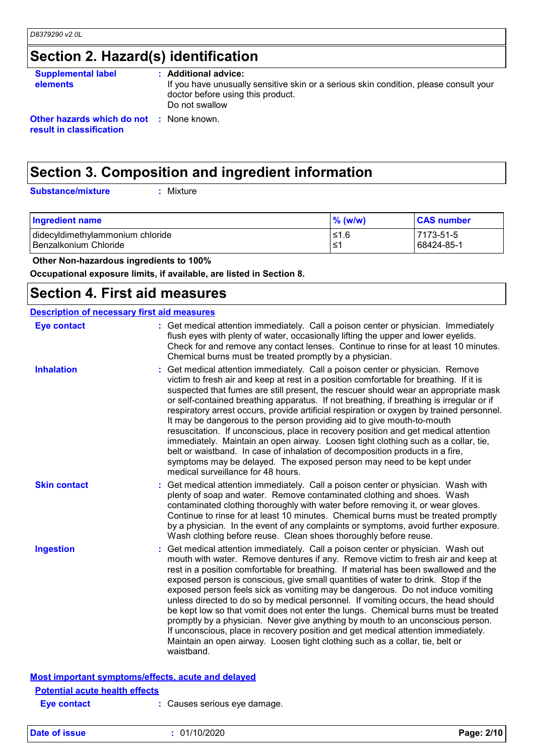## Section 2. Hazard(s) identification

**Supplemental label elements** : **Additional advice:**
If you have unusually sensitive skin or a serious skin condition, please consult your doctor before using this product.
Do not swallow

**Other hazards which do not result in classification** : None known.

## Section 3. Composition and ingredient information

**Substance/mixture** : Mixture

| Ingredient name | % (w/w) | CAS number |
|---|---|---|
| didecyldimethylammonium chloride | ≤1.6 | 7173-51-5 |
| Benzalkonium Chloride | ≤1 | 68424-85-1 |

**Other Non-hazardous ingredients to 100%**

**Occupational exposure limits, if available, are listed in Section 8.**

## Section 4. First aid measures

### Description of necessary first aid measures

**Eye contact** : Get medical attention immediately. Call a poison center or physician. Immediately flush eyes with plenty of water, occasionally lifting the upper and lower eyelids. Check for and remove any contact lenses. Continue to rinse for at least 10 minutes. Chemical burns must be treated promptly by a physician.

**Inhalation** : Get medical attention immediately. Call a poison center or physician. Remove victim to fresh air and keep at rest in a position comfortable for breathing. If it is suspected that fumes are still present, the rescuer should wear an appropriate mask or self-contained breathing apparatus. If not breathing, if breathing is irregular or if respiratory arrest occurs, provide artificial respiration or oxygen by trained personnel. It may be dangerous to the person providing aid to give mouth-to-mouth resuscitation. If unconscious, place in recovery position and get medical attention immediately. Maintain an open airway. Loosen tight clothing such as a collar, tie, belt or waistband. In case of inhalation of decomposition products in a fire, symptoms may be delayed. The exposed person may need to be kept under medical surveillance for 48 hours.

**Skin contact** : Get medical attention immediately. Call a poison center or physician. Wash with plenty of soap and water. Remove contaminated clothing and shoes. Wash contaminated clothing thoroughly with water before removing it, or wear gloves. Continue to rinse for at least 10 minutes. Chemical burns must be treated promptly by a physician. In the event of any complaints or symptoms, avoid further exposure. Wash clothing before reuse. Clean shoes thoroughly before reuse.

**Ingestion** : Get medical attention immediately. Call a poison center or physician. Wash out mouth with water. Remove dentures if any. Remove victim to fresh air and keep at rest in a position comfortable for breathing. If material has been swallowed and the exposed person is conscious, give small quantities of water to drink. Stop if the exposed person feels sick as vomiting may be dangerous. Do not induce vomiting unless directed to do so by medical personnel. If vomiting occurs, the head should be kept low so that vomit does not enter the lungs. Chemical burns must be treated promptly by a physician. Never give anything by mouth to an unconscious person. If unconscious, place in recovery position and get medical attention immediately. Maintain an open airway. Loosen tight clothing such as a collar, tie, belt or waistband.

### Most important symptoms/effects, acute and delayed

#### Potential acute health effects

**Eye contact** : Causes serious eye damage.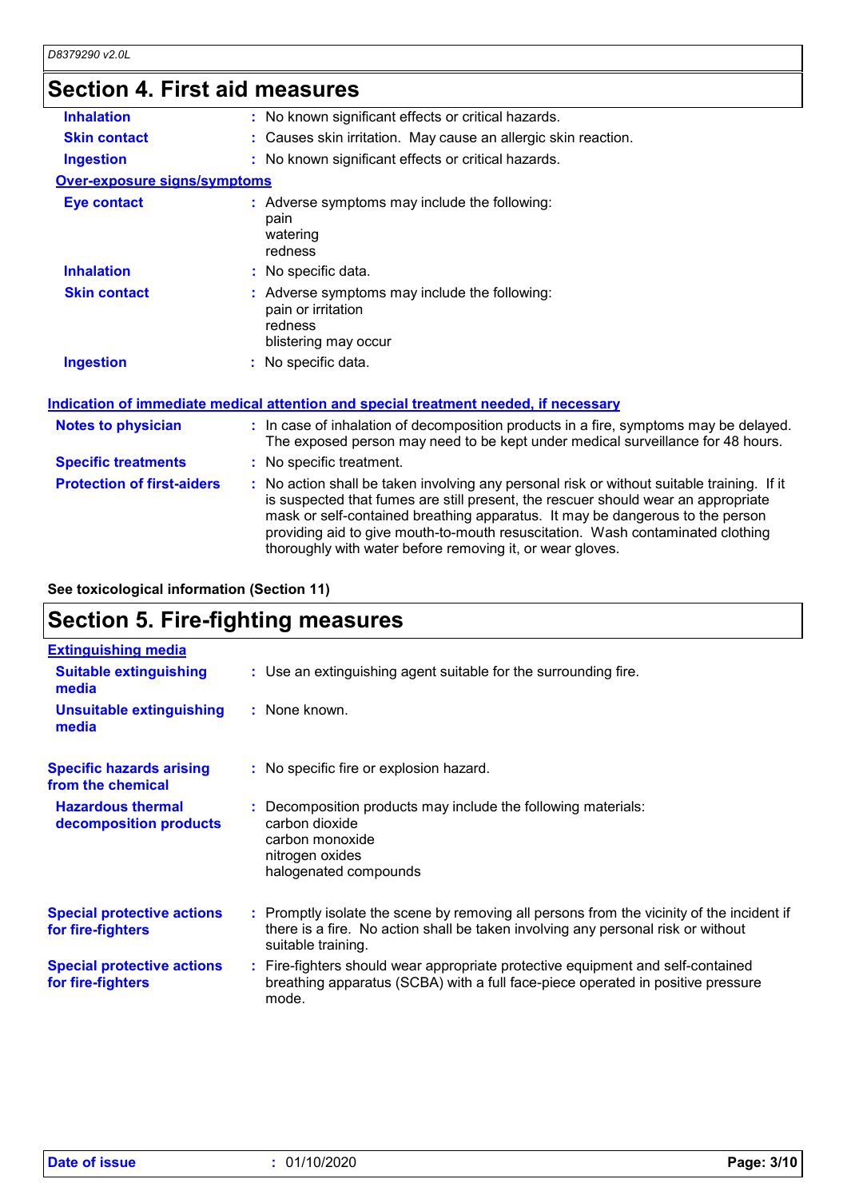## Section 4. First aid measures

| | |
|---|---|
| **Inhalation** | : No known significant effects or critical hazards. |
| **Skin contact** | : Causes skin irritation. May cause an allergic skin reaction. |
| **Ingestion** | : No known significant effects or critical hazards. |

**Over-exposure signs/symptoms**

| | |
|---|---|
| **Eye contact** | : Adverse symptoms may include the following:<br>pain<br>watering<br>redness |
| **Inhalation** | : No specific data. |
| **Skin contact** | : Adverse symptoms may include the following:<br>pain or irritation<br>redness<br>blistering may occur |
| **Ingestion** | : No specific data. |

**Indication of immediate medical attention and special treatment needed, if necessary**

| | |
|---|---|
| **Notes to physician** | : In case of inhalation of decomposition products in a fire, symptoms may be delayed. The exposed person may need to be kept under medical surveillance for 48 hours. |
| **Specific treatments** | : No specific treatment. |
| **Protection of first-aiders** | : No action shall be taken involving any personal risk or without suitable training. If it is suspected that fumes are still present, the rescuer should wear an appropriate mask or self-contained breathing apparatus. It may be dangerous to the person providing aid to give mouth-to-mouth resuscitation. Wash contaminated clothing thoroughly with water before removing it, or wear gloves. |

**See toxicological information (Section 11)**

## Section 5. Fire-fighting measures

**Extinguishing media**

| | |
|---|---|
| **Suitable extinguishing media** | : Use an extinguishing agent suitable for the surrounding fire. |
| **Unsuitable extinguishing media** | : None known. |
| **Specific hazards arising from the chemical** | : No specific fire or explosion hazard. |
| **Hazardous thermal decomposition products** | : Decomposition products may include the following materials:<br>carbon dioxide<br>carbon monoxide<br>nitrogen oxides<br>halogenated compounds |
| **Special protective actions for fire-fighters** | : Promptly isolate the scene by removing all persons from the vicinity of the incident if there is a fire. No action shall be taken involving any personal risk or without suitable training. |
| **Special protective actions for fire-fighters** | : Fire-fighters should wear appropriate protective equipment and self-contained breathing apparatus (SCBA) with a full face-piece operated in positive pressure mode. |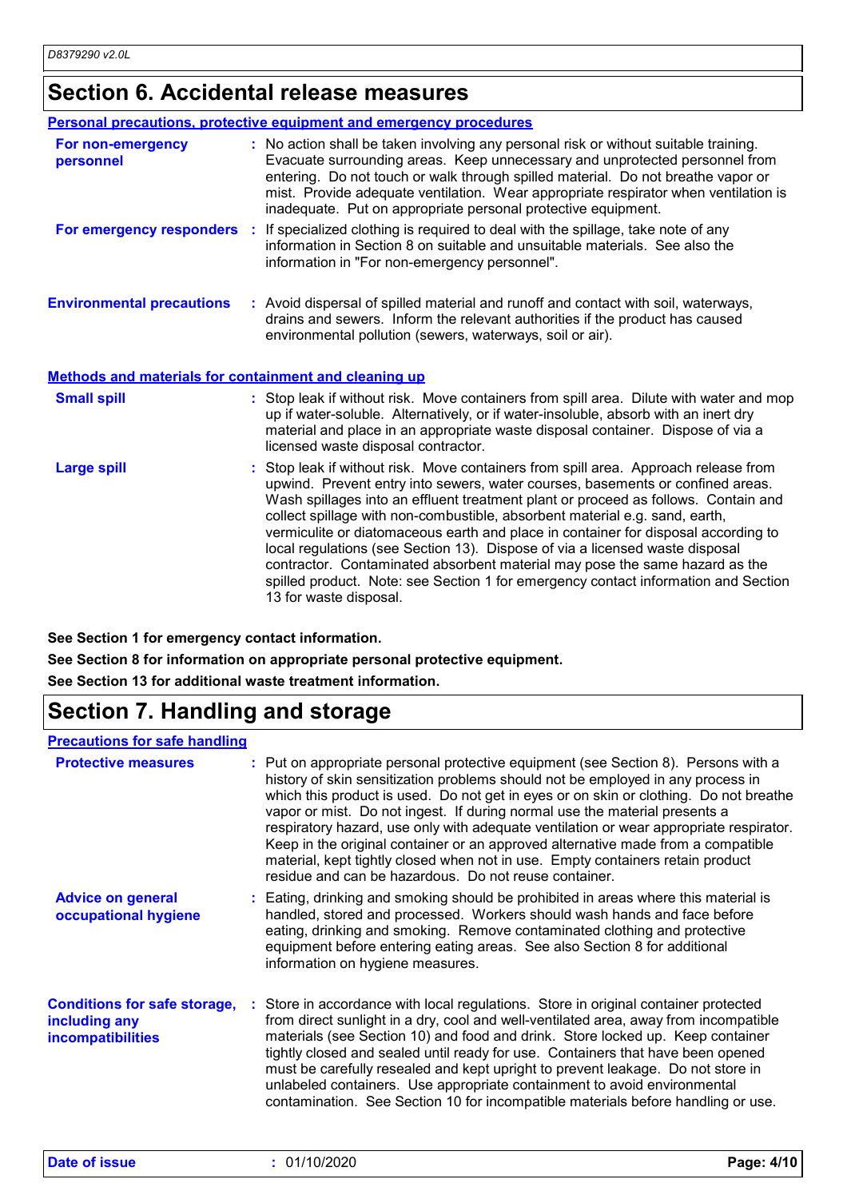## Section 6. Accidental release measures

### Personal precautions, protective equipment and emergency procedures

**For non-emergency personnel** : No action shall be taken involving any personal risk or without suitable training. Evacuate surrounding areas. Keep unnecessary and unprotected personnel from entering. Do not touch or walk through spilled material. Do not breathe vapor or mist. Provide adequate ventilation. Wear appropriate respirator when ventilation is inadequate. Put on appropriate personal protective equipment.

**For emergency responders** : If specialized clothing is required to deal with the spillage, take note of any information in Section 8 on suitable and unsuitable materials. See also the information in "For non-emergency personnel".

**Environmental precautions** : Avoid dispersal of spilled material and runoff and contact with soil, waterways, drains and sewers. Inform the relevant authorities if the product has caused environmental pollution (sewers, waterways, soil or air).

### Methods and materials for containment and cleaning up

**Small spill** : Stop leak if without risk. Move containers from spill area. Dilute with water and mop up if water-soluble. Alternatively, or if water-insoluble, absorb with an inert dry material and place in an appropriate waste disposal container. Dispose of via a licensed waste disposal contractor.

**Large spill** : Stop leak if without risk. Move containers from spill area. Approach release from upwind. Prevent entry into sewers, water courses, basements or confined areas. Wash spillages into an effluent treatment plant or proceed as follows. Contain and collect spillage with non-combustible, absorbent material e.g. sand, earth, vermiculite or diatomaceous earth and place in container for disposal according to local regulations (see Section 13). Dispose of via a licensed waste disposal contractor. Contaminated absorbent material may pose the same hazard as the spilled product. Note: see Section 1 for emergency contact information and Section 13 for waste disposal.

**See Section 1 for emergency contact information.**

**See Section 8 for information on appropriate personal protective equipment.**

**See Section 13 for additional waste treatment information.**

## Section 7. Handling and storage

### Precautions for safe handling

**Protective measures** : Put on appropriate personal protective equipment (see Section 8). Persons with a history of skin sensitization problems should not be employed in any process in which this product is used. Do not get in eyes or on skin or clothing. Do not breathe vapor or mist. Do not ingest. If during normal use the material presents a respiratory hazard, use only with adequate ventilation or wear appropriate respirator. Keep in the original container or an approved alternative made from a compatible material, kept tightly closed when not in use. Empty containers retain product residue and can be hazardous. Do not reuse container.

**Advice on general occupational hygiene** : Eating, drinking and smoking should be prohibited in areas where this material is handled, stored and processed. Workers should wash hands and face before eating, drinking and smoking. Remove contaminated clothing and protective equipment before entering eating areas. See also Section 8 for additional information on hygiene measures.

**Conditions for safe storage, including any incompatibilities** : Store in accordance with local regulations. Store in original container protected from direct sunlight in a dry, cool and well-ventilated area, away from incompatible materials (see Section 10) and food and drink. Store locked up. Keep container tightly closed and sealed until ready for use. Containers that have been opened must be carefully resealed and kept upright to prevent leakage. Do not store in unlabeled containers. Use appropriate containment to avoid environmental contamination. See Section 10 for incompatible materials before handling or use.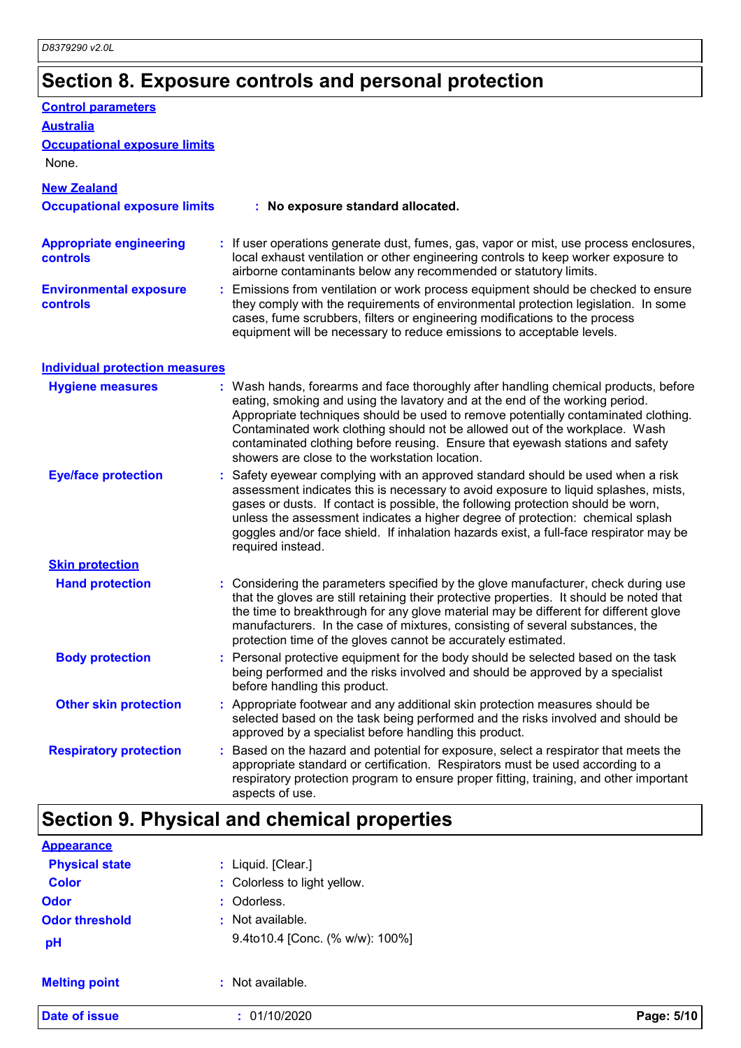## Section 8. Exposure controls and personal protection

### Control parameters

#### Australia

**Occupational exposure limits**

None.

#### New Zealand

**Occupational exposure limits** : **No exposure standard allocated.**

**Appropriate engineering controls** : If user operations generate dust, fumes, gas, vapor or mist, use process enclosures, local exhaust ventilation or other engineering controls to keep worker exposure to airborne contaminants below any recommended or statutory limits.

**Environmental exposure controls** : Emissions from ventilation or work process equipment should be checked to ensure they comply with the requirements of environmental protection legislation. In some cases, fume scrubbers, filters or engineering modifications to the process equipment will be necessary to reduce emissions to acceptable levels.

### Individual protection measures

**Hygiene measures** : Wash hands, forearms and face thoroughly after handling chemical products, before eating, smoking and using the lavatory and at the end of the working period. Appropriate techniques should be used to remove potentially contaminated clothing. Contaminated work clothing should not be allowed out of the workplace. Wash contaminated clothing before reusing. Ensure that eyewash stations and safety showers are close to the workstation location.

**Eye/face protection** : Safety eyewear complying with an approved standard should be used when a risk assessment indicates this is necessary to avoid exposure to liquid splashes, mists, gases or dusts. If contact is possible, the following protection should be worn, unless the assessment indicates a higher degree of protection: chemical splash goggles and/or face shield. If inhalation hazards exist, a full-face respirator may be required instead.

#### Skin protection

**Hand protection** : Considering the parameters specified by the glove manufacturer, check during use that the gloves are still retaining their protective properties. It should be noted that the time to breakthrough for any glove material may be different for different glove manufacturers. In the case of mixtures, consisting of several substances, the protection time of the gloves cannot be accurately estimated.

**Body protection** : Personal protective equipment for the body should be selected based on the task being performed and the risks involved and should be approved by a specialist before handling this product.

**Other skin protection** : Appropriate footwear and any additional skin protection measures should be selected based on the task being performed and the risks involved and should be approved by a specialist before handling this product.

**Respiratory protection** : Based on the hazard and potential for exposure, select a respirator that meets the appropriate standard or certification. Respirators must be used according to a respiratory protection program to ensure proper fitting, training, and other important aspects of use.

## Section 9. Physical and chemical properties

### Appearance

**Physical state** : Liquid. [Clear.]

**Color** : Colorless to light yellow.

**Odor** : Odorless.

**Odor threshold** : Not available.

**pH** 9.4to10.4 [Conc. (% w/w): 100%]

**Melting point** : Not available.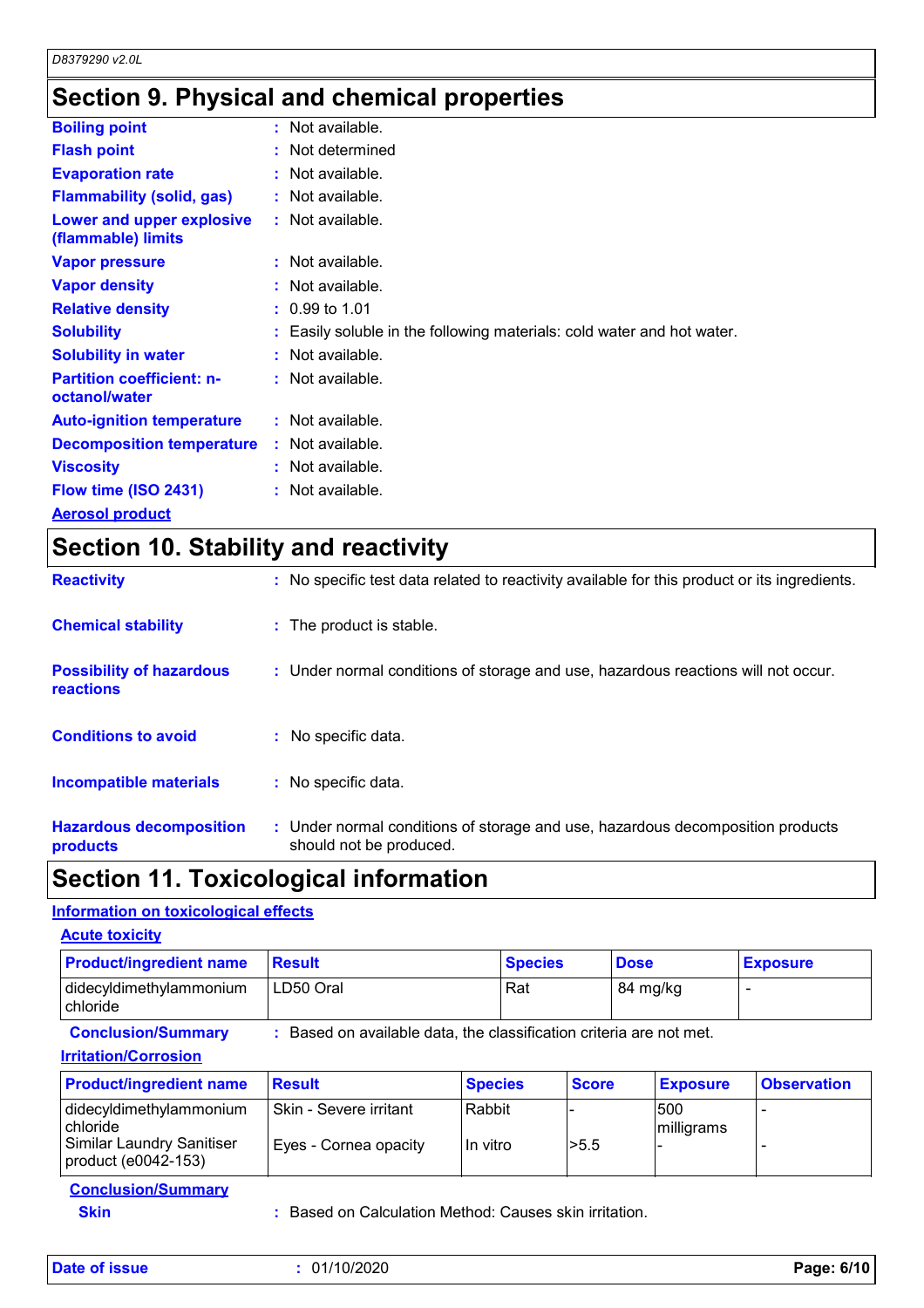## Section 9. Physical and chemical properties

| | |
|---|---|
| **Boiling point** | : Not available. |
| **Flash point** | : Not determined |
| **Evaporation rate** | : Not available. |
| **Flammability (solid, gas)** | : Not available. |
| **Lower and upper explosive (flammable) limits** | : Not available. |
| **Vapor pressure** | : Not available. |
| **Vapor density** | : Not available. |
| **Relative density** | : 0.99 to 1.01 |
| **Solubility** | : Easily soluble in the following materials: cold water and hot water. |
| **Solubility in water** | : Not available. |
| **Partition coefficient: n-octanol/water** | : Not available. |
| **Auto-ignition temperature** | : Not available. |
| **Decomposition temperature** | : Not available. |
| **Viscosity** | : Not available. |
| **Flow time (ISO 2431)** | : Not available. |

**Aerosol product**

## Section 10. Stability and reactivity

| | |
|---|---|
| **Reactivity** | : No specific test data related to reactivity available for this product or its ingredients. |
| **Chemical stability** | : The product is stable. |
| **Possibility of hazardous reactions** | : Under normal conditions of storage and use, hazardous reactions will not occur. |
| **Conditions to avoid** | : No specific data. |
| **Incompatible materials** | : No specific data. |
| **Hazardous decomposition products** | : Under normal conditions of storage and use, hazardous decomposition products should not be produced. |

## Section 11. Toxicological information

**Information on toxicological effects**

**Acute toxicity**

| Product/ingredient name | Result | Species | Dose | Exposure |
|---|---|---|---|---|
| didecyldimethylammonium chloride | LD50 Oral | Rat | 84 mg/kg | - |

**Conclusion/Summary** : Based on available data, the classification criteria are not met.

**Irritation/Corrosion**

| Product/ingredient name | Result | Species | Score | Exposure | Observation |
|---|---|---|---|---|---|
| didecyldimethylammonium chloride | Skin - Severe irritant | Rabbit | - | 500 milligrams | - |
| Similar Laundry Sanitiser product (e0042-153) | Eyes - Cornea opacity | In vitro | >5.5 | - | - |

**Conclusion/Summary**

**Skin** : Based on Calculation Method: Causes skin irritation.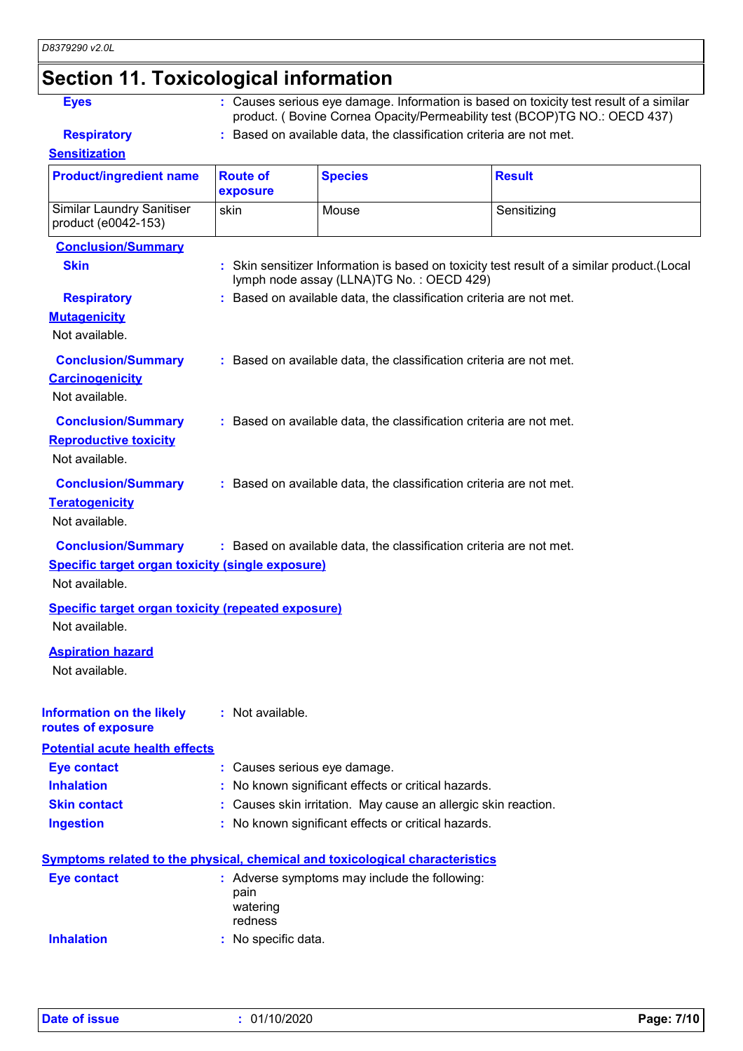# Section 11. Toxicological information

**Eyes** : Causes serious eye damage. Information is based on toxicity test result of a similar product. ( Bovine Cornea Opacity/Permeability test (BCOP)TG NO.: OECD 437)

**Respiratory** : Based on available data, the classification criteria are not met.

**Sensitization**

| Product/ingredient name | Route of exposure | Species | Result |
|---|---|---|---|
| Similar Laundry Sanitiser product (e0042-153) | skin | Mouse | Sensitizing |

**Conclusion/Summary**

**Skin** : Skin sensitizer Information is based on toxicity test result of a similar product.(Local lymph node assay (LLNA)TG No. : OECD 429)

**Respiratory** : Based on available data, the classification criteria are not met.

**Mutagenicity**

Not available.

**Conclusion/Summary** : Based on available data, the classification criteria are not met.

**Carcinogenicity**

Not available.

**Conclusion/Summary** : Based on available data, the classification criteria are not met.

**Reproductive toxicity**

Not available.

**Conclusion/Summary** : Based on available data, the classification criteria are not met.

**Teratogenicity**

Not available.

**Conclusion/Summary** : Based on available data, the classification criteria are not met.

**Specific target organ toxicity (single exposure)**

Not available.

**Specific target organ toxicity (repeated exposure)**

Not available.

**Aspiration hazard**

Not available.

**Information on the likely routes of exposure** : Not available.

**Potential acute health effects**

**Eye contact** : Causes serious eye damage.

**Inhalation** : No known significant effects or critical hazards.

**Skin contact** : Causes skin irritation. May cause an allergic skin reaction.

**Ingestion** : No known significant effects or critical hazards.

**Symptoms related to the physical, chemical and toxicological characteristics**

**Eye contact** : Adverse symptoms may include the following:
pain
watering
redness

**Inhalation** : No specific data.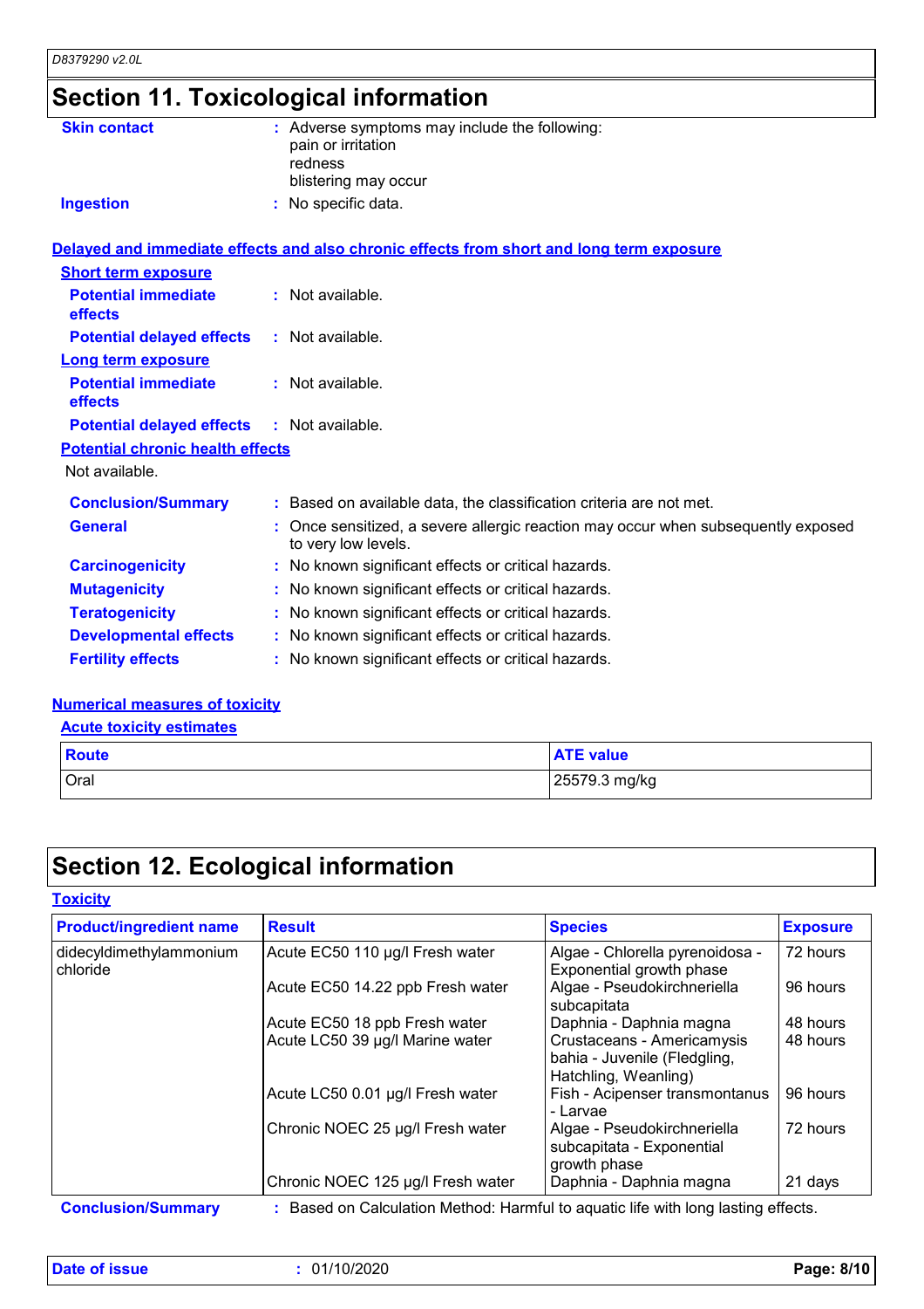## Section 11. Toxicological information

**Skin contact** : Adverse symptoms may include the following:
pain or irritation
redness
blistering may occur

**Ingestion** : No specific data.

### Delayed and immediate effects and also chronic effects from short and long term exposure

**Short term exposure**

**Potential immediate effects** : Not available.

**Potential delayed effects** : Not available.

**Long term exposure**

**Potential immediate effects** : Not available.

**Potential delayed effects** : Not available.

**Potential chronic health effects**

Not available.

**Conclusion/Summary** : Based on available data, the classification criteria are not met.

**General** : Once sensitized, a severe allergic reaction may occur when subsequently exposed to very low levels.

**Carcinogenicity** : No known significant effects or critical hazards.

**Mutagenicity** : No known significant effects or critical hazards.

**Teratogenicity** : No known significant effects or critical hazards.

**Developmental effects** : No known significant effects or critical hazards.

**Fertility effects** : No known significant effects or critical hazards.

### Numerical measures of toxicity

**Acute toxicity estimates**

| Route | ATE value |
|---|---|
| Oral | 25579.3 mg/kg |

## Section 12. Ecological information

### Toxicity

| Product/ingredient name | Result | Species | Exposure |
|---|---|---|---|
| didecyldimethylammonium chloride | Acute EC50 110 µg/l Fresh water | Algae - Chlorella pyrenoidosa - Exponential growth phase | 72 hours |
| | Acute EC50 14.22 ppb Fresh water | Algae - Pseudokirchneriella subcapitata | 96 hours |
| | Acute EC50 18 ppb Fresh water | Daphnia - Daphnia magna | 48 hours |
| | Acute LC50 39 µg/l Marine water | Crustaceans - Americamysis bahia - Juvenile (Fledgling, Hatchling, Weanling) | 48 hours |
| | Acute LC50 0.01 µg/l Fresh water | Fish - Acipenser transmontanus - Larvae | 96 hours |
| | Chronic NOEC 25 µg/l Fresh water | Algae - Pseudokirchneriella subcapitata - Exponential growth phase | 72 hours |
| | Chronic NOEC 125 µg/l Fresh water | Daphnia - Daphnia magna | 21 days |

**Conclusion/Summary** : Based on Calculation Method: Harmful to aquatic life with long lasting effects.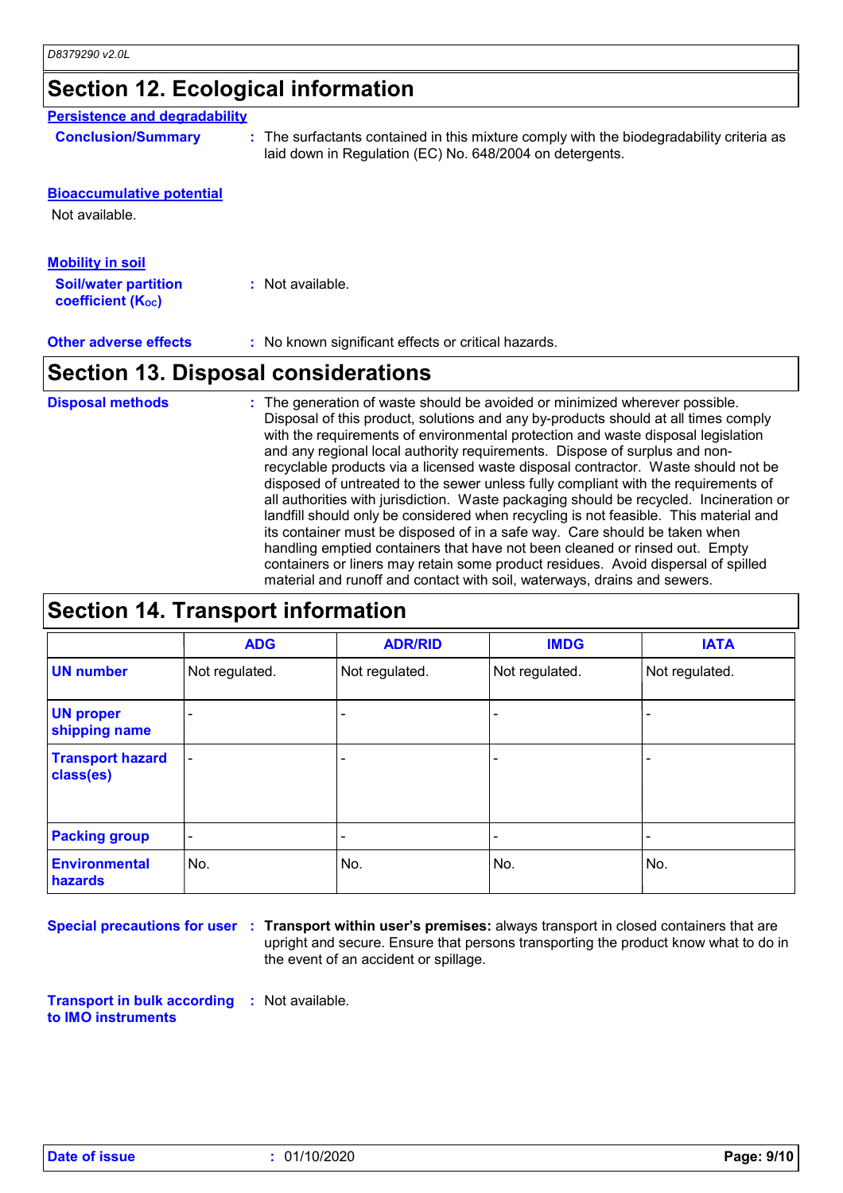## Section 12. Ecological information

### Persistence and degradability

**Conclusion/Summary** : The surfactants contained in this mixture comply with the biodegradability criteria as laid down in Regulation (EC) No. 648/2004 on detergents.

### Bioaccumulative potential

Not available.

### Mobility in soil

**Soil/water partition coefficient ($K_{OC}$)** : Not available.

**Other adverse effects** : No known significant effects or critical hazards.

## Section 13. Disposal considerations

**Disposal methods** : The generation of waste should be avoided or minimized wherever possible. Disposal of this product, solutions and any by-products should at all times comply with the requirements of environmental protection and waste disposal legislation and any regional local authority requirements. Dispose of surplus and non-recyclable products via a licensed waste disposal contractor. Waste should not be disposed of untreated to the sewer unless fully compliant with the requirements of all authorities with jurisdiction. Waste packaging should be recycled. Incineration or landfill should only be considered when recycling is not feasible. This material and its container must be disposed of in a safe way. Care should be taken when handling emptied containers that have not been cleaned or rinsed out. Empty containers or liners may retain some product residues. Avoid dispersal of spilled material and runoff and contact with soil, waterways, drains and sewers.

## Section 14. Transport information

| | ADG | ADR/RID | IMDG | IATA |
|---|---|---|---|---|
| **UN number** | Not regulated. | Not regulated. | Not regulated. | Not regulated. |
| **UN proper shipping name** | - | - | - | - |
| **Transport hazard class(es)** | - | - | - | - |
| **Packing group** | - | - | - | - |
| **Environmental hazards** | No. | No. | No. | No. |

**Special precautions for user** : **Transport within user's premises:** always transport in closed containers that are upright and secure. Ensure that persons transporting the product know what to do in the event of an accident or spillage.

**Transport in bulk according to IMO instruments** : Not available.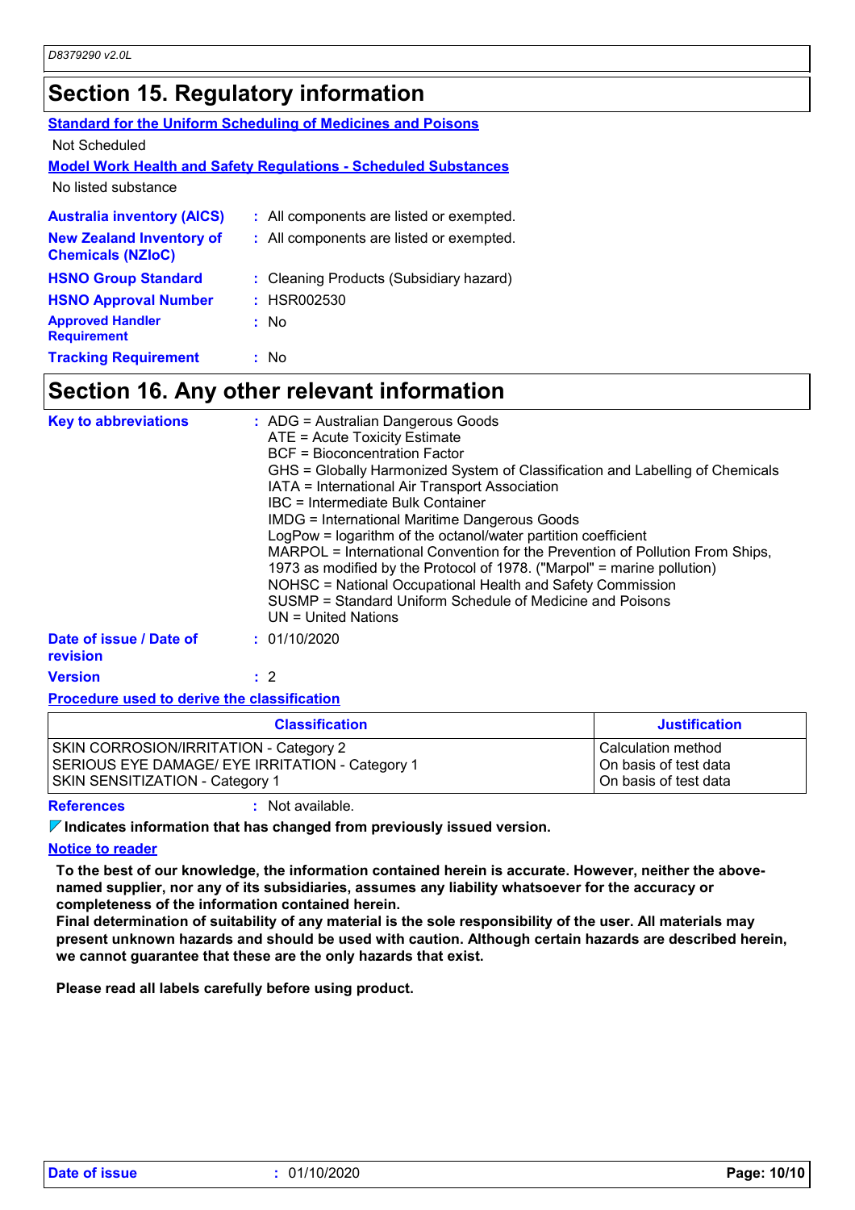## Section 15. Regulatory information

**Standard for the Uniform Scheduling of Medicines and Poisons**

Not Scheduled

**Model Work Health and Safety Regulations - Scheduled Substances**

No listed substance

**Australia inventory (AICS)** : All components are listed or exempted.

**New Zealand Inventory of Chemicals (NZIoC)** : All components are listed or exempted.

**HSNO Group Standard** : Cleaning Products (Subsidiary hazard)

**HSNO Approval Number** : HSR002530

**Approved Handler Requirement** : No

**Tracking Requirement** : No

## Section 16. Any other relevant information

**Key to abbreviations** :
ADG = Australian Dangerous Goods
ATE = Acute Toxicity Estimate
BCF = Bioconcentration Factor
GHS = Globally Harmonized System of Classification and Labelling of Chemicals
IATA = International Air Transport Association
IBC = Intermediate Bulk Container
IMDG = International Maritime Dangerous Goods
LogPow = logarithm of the octanol/water partition coefficient
MARPOL = International Convention for the Prevention of Pollution From Ships, 1973 as modified by the Protocol of 1978. ("Marpol" = marine pollution)
NOHSC = National Occupational Health and Safety Commission
SUSMP = Standard Uniform Schedule of Medicine and Poisons
UN = United Nations

**Date of issue / Date of revision** : 01/10/2020

**Version** : 2

**Procedure used to derive the classification**

| Classification | Justification |
|---|---|
| SKIN CORROSION/IRRITATION - Category 2 | Calculation method |
| SERIOUS EYE DAMAGE/ EYE IRRITATION - Category 1 | On basis of test data |
| SKIN SENSITIZATION - Category 1 | On basis of test data |

**References** : Not available.

**Indicates information that has changed from previously issued version.**

**Notice to reader**

**To the best of our knowledge, the information contained herein is accurate. However, neither the above-named supplier, nor any of its subsidiaries, assumes any liability whatsoever for the accuracy or completeness of the information contained herein.**
**Final determination of suitability of any material is the sole responsibility of the user. All materials may present unknown hazards and should be used with caution. Although certain hazards are described herein, we cannot guarantee that these are the only hazards that exist.**

**Please read all labels carefully before using product.**